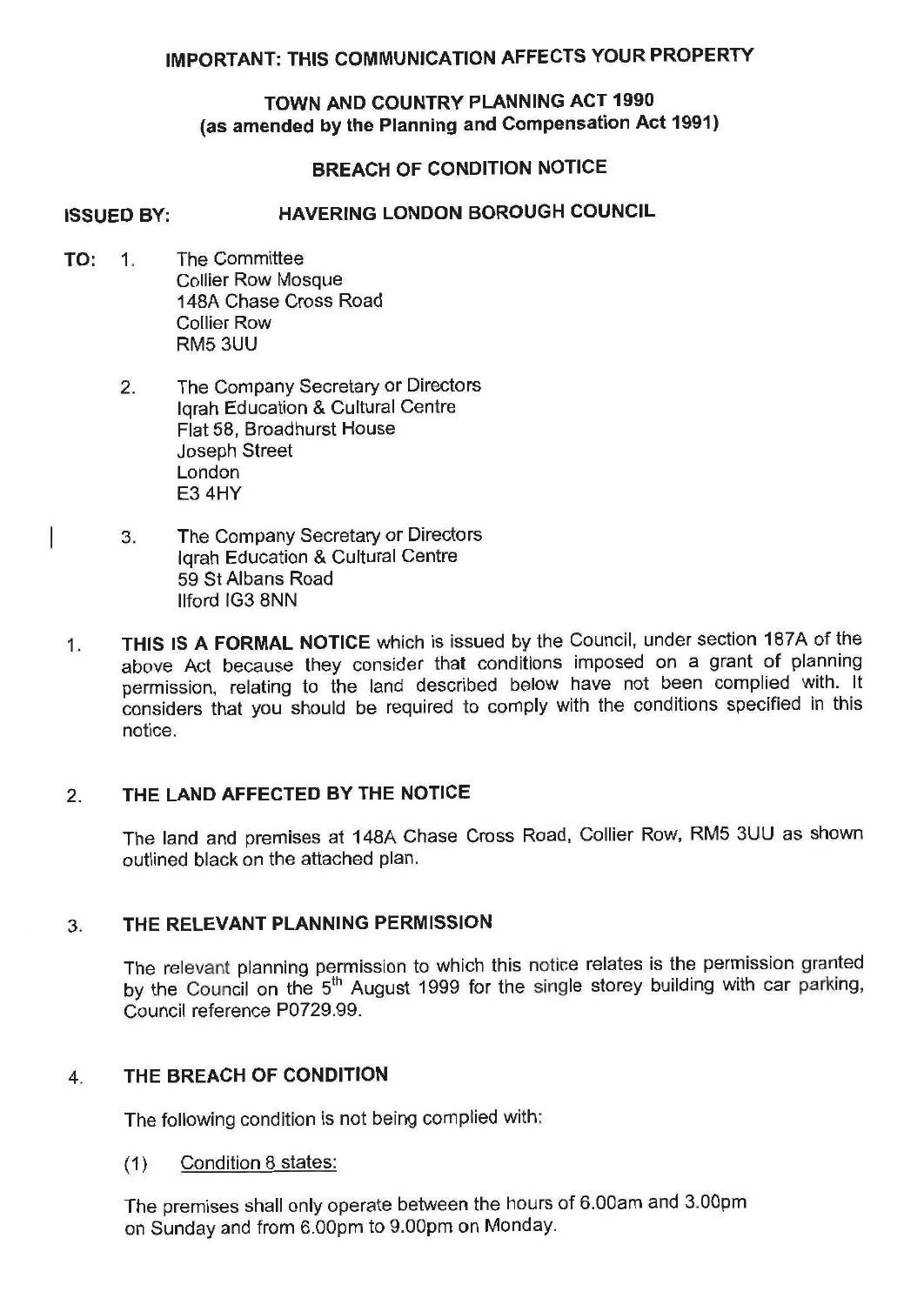# IMPORTANT: THIS COMMUNICATION AFFECTS YOUR PROPERTY

## TOWN AND COUNTRY PLANNING ACT 1990
## (as amended by the Planning and Compensation Act 1991)

## BREACH OF CONDITION NOTICE

**ISSUED BY:** **HAVERING LONDON BOROUGH COUNCIL**

**TO:**

1. The Committee
   Collier Row Mosque
   148A Chase Cross Road
   Collier Row
   RM5 3UU

2. The Company Secretary or Directors
   Iqrah Education & Cultural Centre
   Flat 58, Broadhurst House
   Joseph Street
   London
   E3 4HY

3. The Company Secretary or Directors
   Iqrah Education & Cultural Centre
   59 St Albans Road
   Ilford IG3 8NN

1. **THIS IS A FORMAL NOTICE** which is issued by the Council, under section 187A of the above Act because they consider that conditions imposed on a grant of planning permission, relating to the land described below have not been complied with. It considers that you should be required to comply with the conditions specified in this notice.

2. **THE LAND AFFECTED BY THE NOTICE**

   The land and premises at 148A Chase Cross Road, Collier Row, RM5 3UU as shown outlined black on the attached plan.

3. **THE RELEVANT PLANNING PERMISSION**

   The relevant planning permission to which this notice relates is the permission granted by the Council on the 5th August 1999 for the single storey building with car parking, Council reference P0729.99.

4. **THE BREACH OF CONDITION**

   The following condition is not being complied with:

   (1) Condition 8 states:

   The premises shall only operate between the hours of 6.00am and 3.00pm on Sunday and from 6.00pm to 9.00pm on Monday.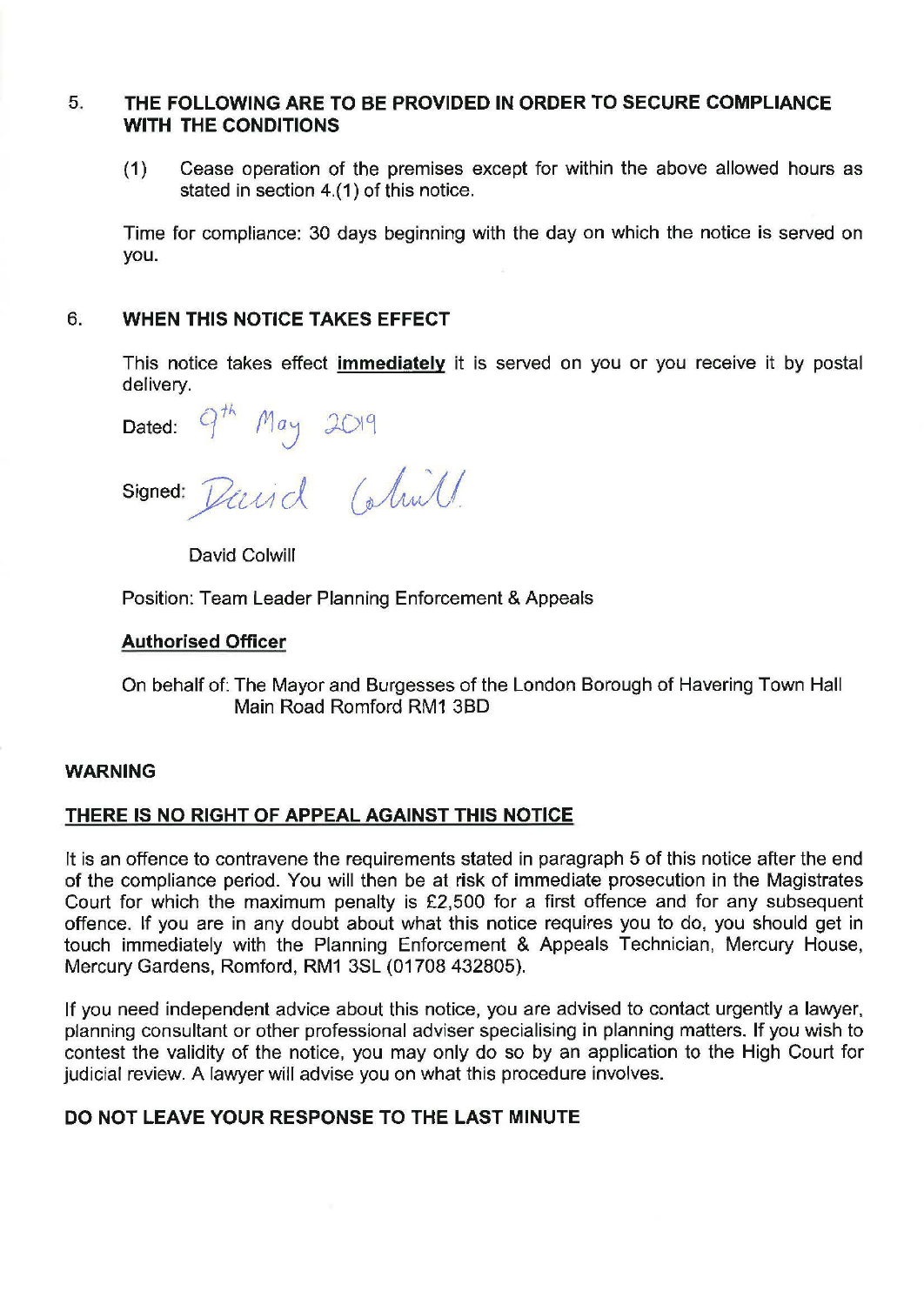## 5. THE FOLLOWING ARE TO BE PROVIDED IN ORDER TO SECURE COMPLIANCE WITH THE CONDITIONS

(1) Cease operation of the premises except for within the above allowed hours as stated in section 4.(1) of this notice.

Time for compliance: 30 days beginning with the day on which the notice is served on you.

## 6. WHEN THIS NOTICE TAKES EFFECT

This notice takes effect **immediately** it is served on you or you receive it by postal delivery.

Dated: 9th May 2019

Signed: David Colwill

David Colwill

Position: Team Leader Planning Enforcement & Appeals

**Authorised Officer**

On behalf of: The Mayor and Burgesses of the London Borough of Havering Town Hall Main Road Romford RM1 3BD

**WARNING**

**THERE IS NO RIGHT OF APPEAL AGAINST THIS NOTICE**

It is an offence to contravene the requirements stated in paragraph 5 of this notice after the end of the compliance period. You will then be at risk of immediate prosecution in the Magistrates Court for which the maximum penalty is £2,500 for a first offence and for any subsequent offence. If you are in any doubt about what this notice requires you to do, you should get in touch immediately with the Planning Enforcement & Appeals Technician, Mercury House, Mercury Gardens, Romford, RM1 3SL (01708 432805).

If you need independent advice about this notice, you are advised to contact urgently a lawyer, planning consultant or other professional adviser specialising in planning matters. If you wish to contest the validity of the notice, you may only do so by an application to the High Court for judicial review. A lawyer will advise you on what this procedure involves.

**DO NOT LEAVE YOUR RESPONSE TO THE LAST MINUTE**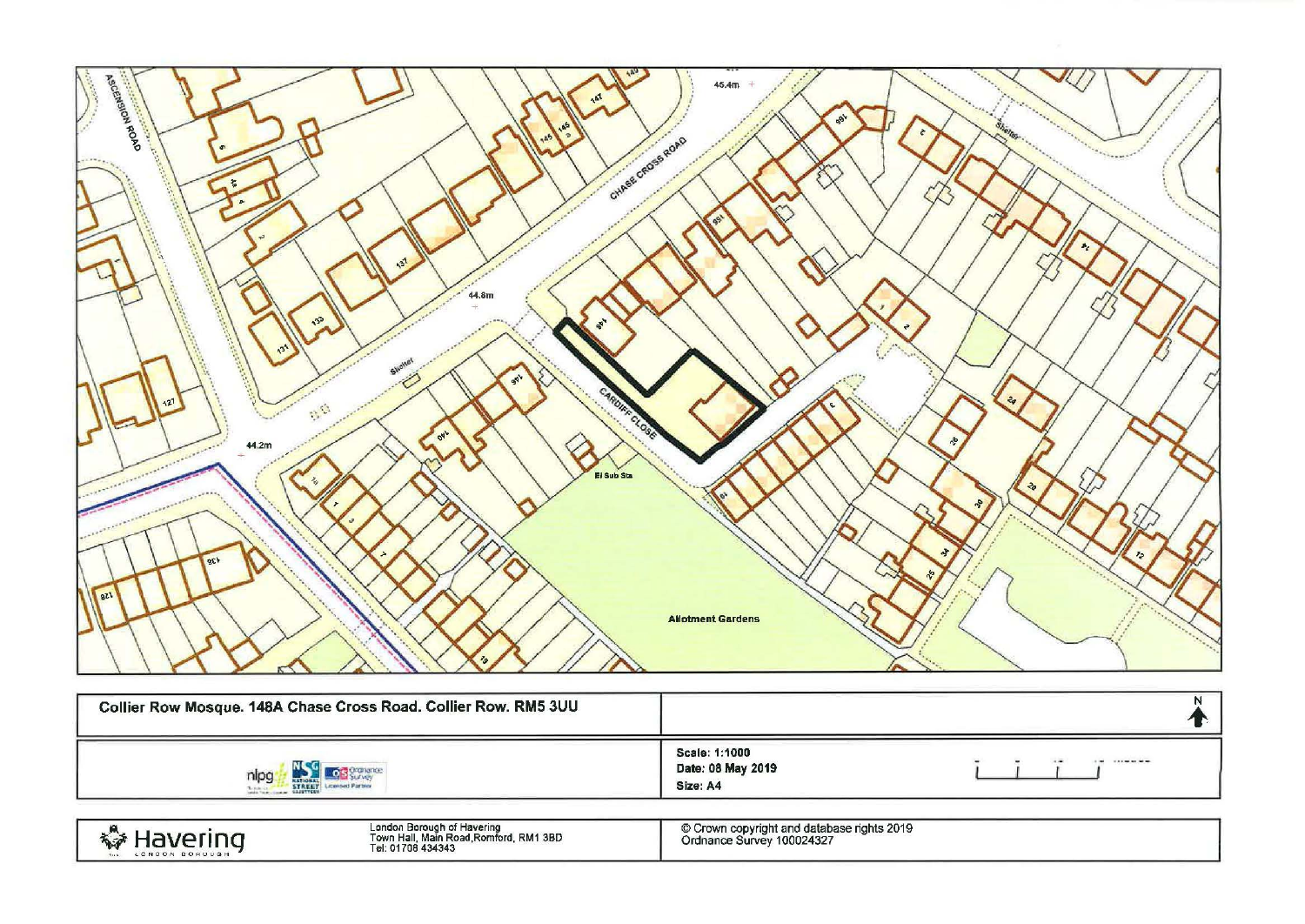Collier Row Mosque. 148A Chase Cross Road. Collier Row. RM5 3UU

N

Scale: 1:1000
Date: 08 May 2019
Size: A4

Havering
LONDON BOROUGH

London Borough of Havering
Town Hall, Main Road, Romford, RM1 3BD
Tel: 01708 434343

© Crown copyright and database rights 2019
Ordnance Survey 100024327